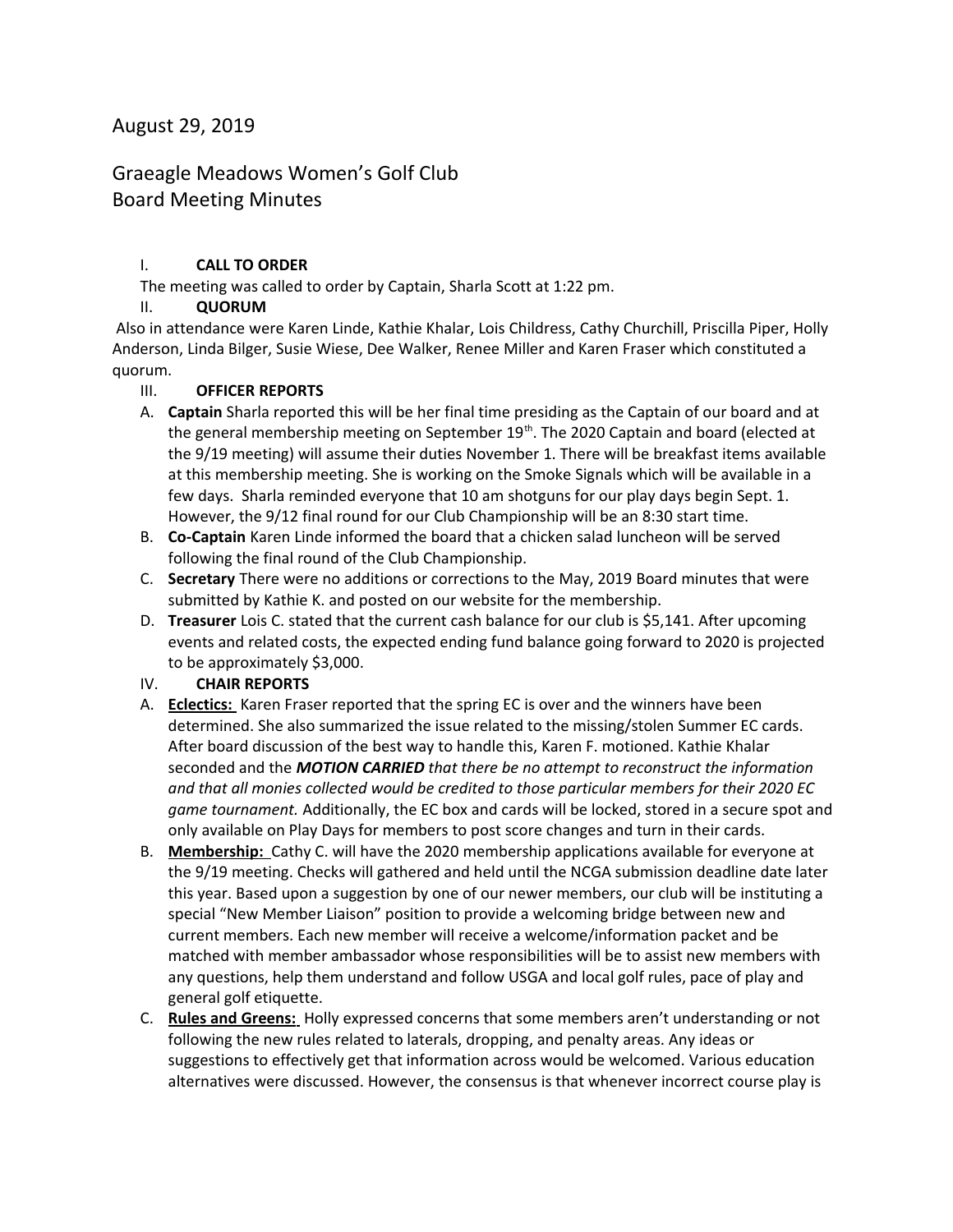August 29, 2019

# Graeagle Meadows Women's Golf Club
# Board Meeting Minutes

I. **CALL TO ORDER**

The meeting was called to order by Captain, Sharla Scott at 1:22 pm.

II. **QUORUM**

Also in attendance were Karen Linde, Kathie Khalar, Lois Childress, Cathy Churchill, Priscilla Piper, Holly Anderson, Linda Bilger, Susie Wiese, Dee Walker, Renee Miller and Karen Fraser which constituted a quorum.

III. **OFFICER REPORTS**

A. **Captain** Sharla reported this will be her final time presiding as the Captain of our board and at the general membership meeting on September 19th. The 2020 Captain and board (elected at the 9/19 meeting) will assume their duties November 1. There will be breakfast items available at this membership meeting. She is working on the Smoke Signals which will be available in a few days. Sharla reminded everyone that 10 am shotguns for our play days begin Sept. 1. However, the 9/12 final round for our Club Championship will be an 8:30 start time.

B. **Co-Captain** Karen Linde informed the board that a chicken salad luncheon will be served following the final round of the Club Championship.

C. **Secretary** There were no additions or corrections to the May, 2019 Board minutes that were submitted by Kathie K. and posted on our website for the membership.

D. **Treasurer** Lois C. stated that the current cash balance for our club is $5,141. After upcoming events and related costs, the expected ending fund balance going forward to 2020 is projected to be approximately $3,000.

IV. **CHAIR REPORTS**

A. **Eclectics:** Karen Fraser reported that the spring EC is over and the winners have been determined. She also summarized the issue related to the missing/stolen Summer EC cards. After board discussion of the best way to handle this, Karen F. motioned. Kathie Khalar seconded and the ***MOTION CARRIED*** *that there be no attempt to reconstruct the information and that all monies collected would be credited to those particular members for their 2020 EC game tournament.* Additionally, the EC box and cards will be locked, stored in a secure spot and only available on Play Days for members to post score changes and turn in their cards.

B. **Membership:** Cathy C. will have the 2020 membership applications available for everyone at the 9/19 meeting. Checks will gathered and held until the NCGA submission deadline date later this year. Based upon a suggestion by one of our newer members, our club will be instituting a special "New Member Liaison" position to provide a welcoming bridge between new and current members. Each new member will receive a welcome/information packet and be matched with member ambassador whose responsibilities will be to assist new members with any questions, help them understand and follow USGA and local golf rules, pace of play and general golf etiquette.

C. **Rules and Greens:** Holly expressed concerns that some members aren't understanding or not following the new rules related to laterals, dropping, and penalty areas. Any ideas or suggestions to effectively get that information across would be welcomed. Various education alternatives were discussed. However, the consensus is that whenever incorrect course play is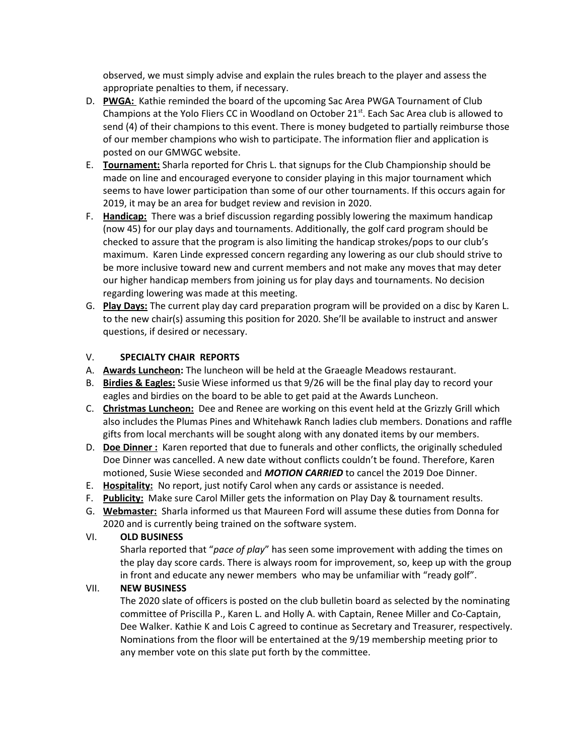observed, we must simply advise and explain the rules breach to the player and assess the appropriate penalties to them, if necessary.

D. **PWGA:** Kathie reminded the board of the upcoming Sac Area PWGA Tournament of Club Champions at the Yolo Fliers CC in Woodland on October 21st. Each Sac Area club is allowed to send (4) of their champions to this event. There is money budgeted to partially reimburse those of our member champions who wish to participate. The information flier and application is posted on our GMWGC website.
E. **Tournament:** Sharla reported for Chris L. that signups for the Club Championship should be made on line and encouraged everyone to consider playing in this major tournament which seems to have lower participation than some of our other tournaments. If this occurs again for 2019, it may be an area for budget review and revision in 2020.
F. **Handicap:** There was a brief discussion regarding possibly lowering the maximum handicap (now 45) for our play days and tournaments. Additionally, the golf card program should be checked to assure that the program is also limiting the handicap strokes/pops to our club's maximum. Karen Linde expressed concern regarding any lowering as our club should strive to be more inclusive toward new and current members and not make any moves that may deter our higher handicap members from joining us for play days and tournaments. No decision regarding lowering was made at this meeting.
G. **Play Days:** The current play day card preparation program will be provided on a disc by Karen L. to the new chair(s) assuming this position for 2020. She'll be available to instruct and answer questions, if desired or necessary.

## V. SPECIALTY CHAIR REPORTS

A. **Awards Luncheon:** The luncheon will be held at the Graeagle Meadows restaurant.
B. **Birdies & Eagles:** Susie Wiese informed us that 9/26 will be the final play day to record your eagles and birdies on the board to be able to get paid at the Awards Luncheon.
C. **Christmas Luncheon:** Dee and Renee are working on this event held at the Grizzly Grill which also includes the Plumas Pines and Whitehawk Ranch ladies club members. Donations and raffle gifts from local merchants will be sought along with any donated items by our members.
D. **Doe Dinner :** Karen reported that due to funerals and other conflicts, the originally scheduled Doe Dinner was cancelled. A new date without conflicts couldn't be found. Therefore, Karen motioned, Susie Wiese seconded and ***MOTION CARRIED*** to cancel the 2019 Doe Dinner.
E. **Hospitality:** No report, just notify Carol when any cards or assistance is needed.
F. **Publicity:** Make sure Carol Miller gets the information on Play Day & tournament results.
G. **Webmaster:** Sharla informed us that Maureen Ford will assume these duties from Donna for 2020 and is currently being trained on the software system.

## VI. OLD BUSINESS

Sharla reported that "*pace of play*" has seen some improvement with adding the times on the play day score cards. There is always room for improvement, so, keep up with the group in front and educate any newer members who may be unfamiliar with "ready golf".

## VII. NEW BUSINESS

The 2020 slate of officers is posted on the club bulletin board as selected by the nominating committee of Priscilla P., Karen L. and Holly A. with Captain, Renee Miller and Co-Captain, Dee Walker. Kathie K and Lois C agreed to continue as Secretary and Treasurer, respectively. Nominations from the floor will be entertained at the 9/19 membership meeting prior to any member vote on this slate put forth by the committee.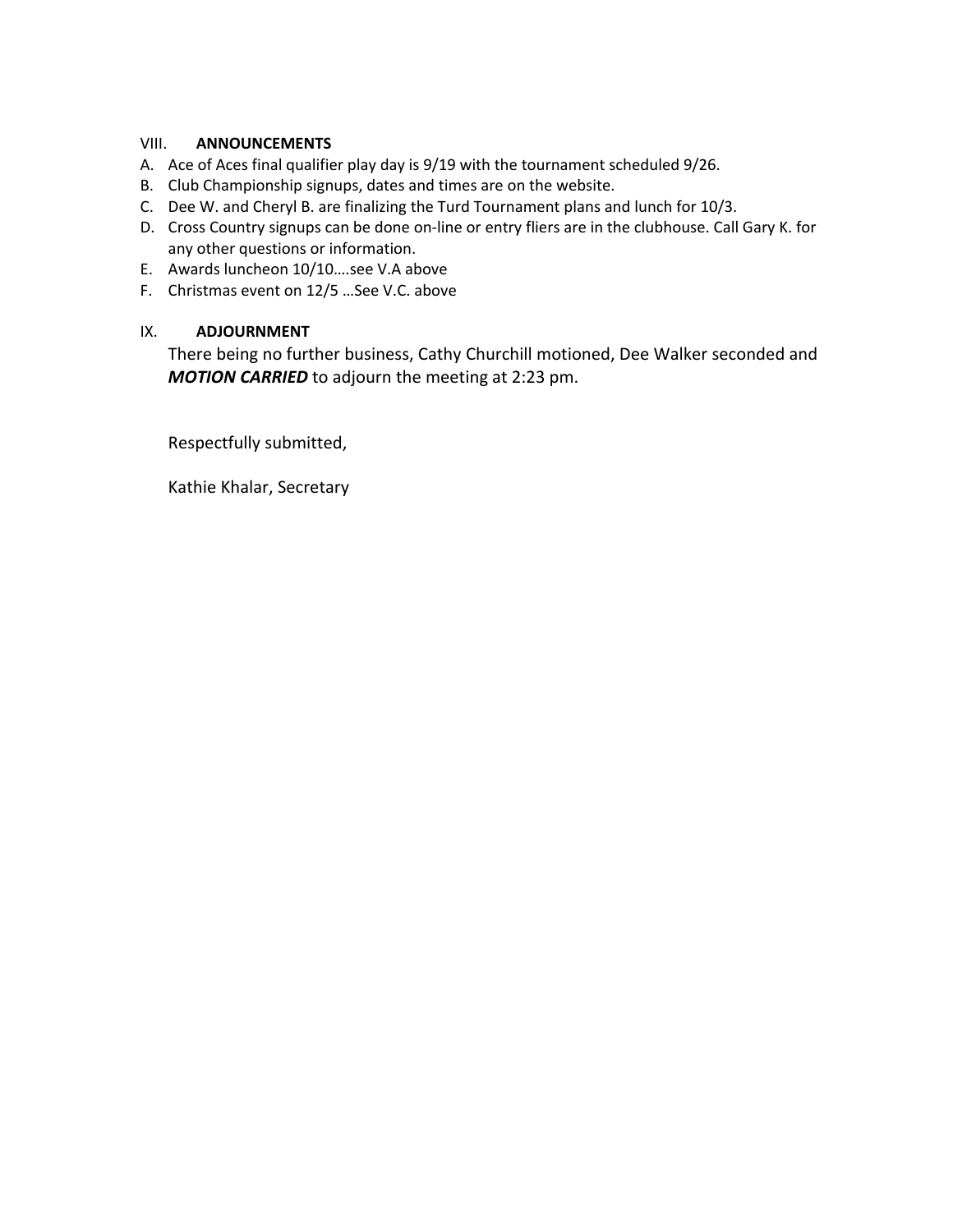## VIII. ANNOUNCEMENTS

A. Ace of Aces final qualifier play day is 9/19 with the tournament scheduled 9/26.
B. Club Championship signups, dates and times are on the website.
C. Dee W. and Cheryl B. are finalizing the Turd Tournament plans and lunch for 10/3.
D. Cross Country signups can be done on-line or entry fliers are in the clubhouse. Call Gary K. for any other questions or information.
E. Awards luncheon 10/10….see V.A above
F. Christmas event on 12/5 …See V.C. above

## IX. ADJOURNMENT

There being no further business, Cathy Churchill motioned, Dee Walker seconded and ***MOTION CARRIED*** to adjourn the meeting at 2:23 pm.

Respectfully submitted,

Kathie Khalar, Secretary